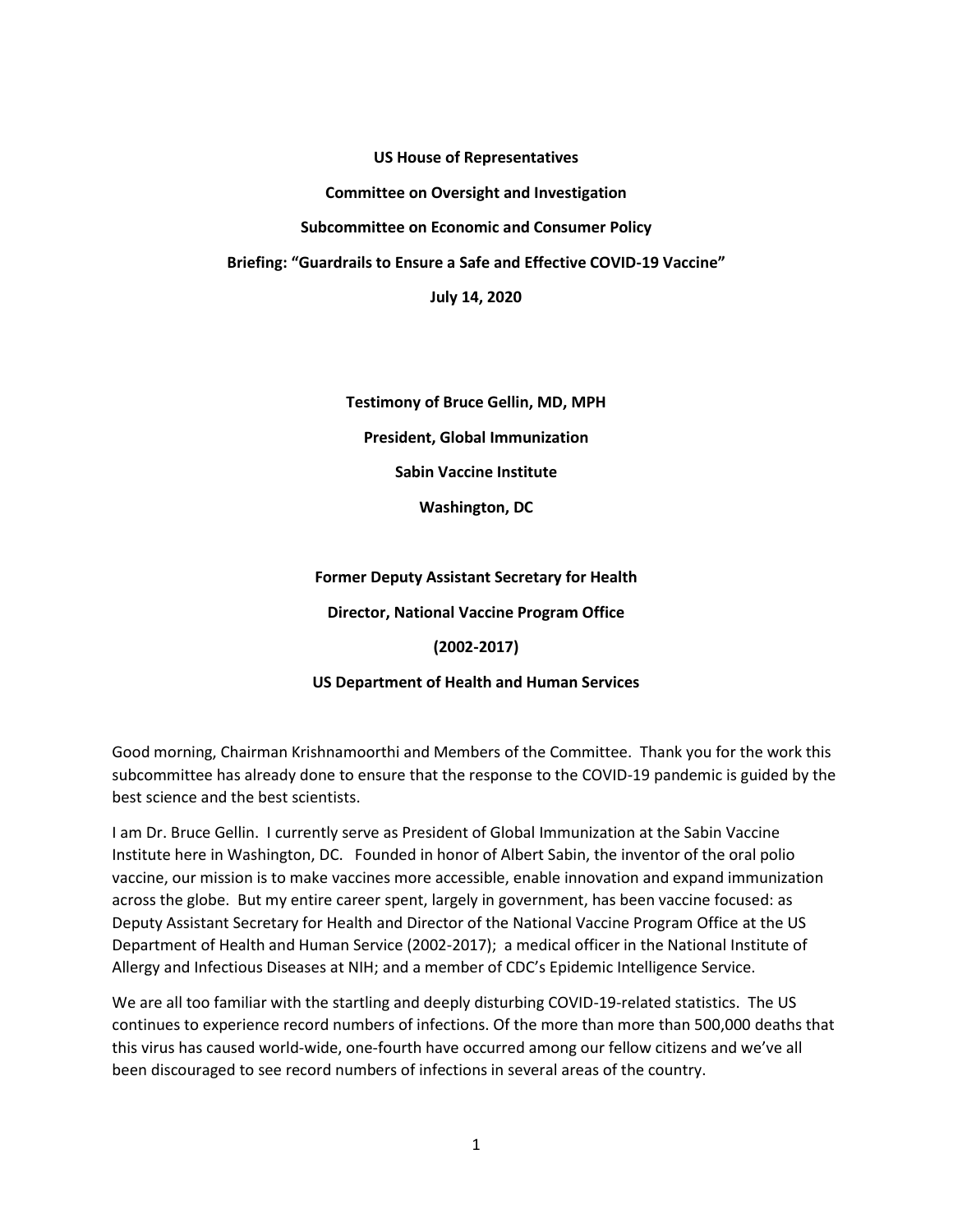**US House of Representatives**

**Committee on Oversight and Investigation**

**Subcommittee on Economic and Consumer Policy**

**Briefing: "Guardrails to Ensure a Safe and Effective COVID-19 Vaccine"**

**July 14, 2020**

**Testimony of Bruce Gellin, MD, MPH**

**President, Global Immunization**

**Sabin Vaccine Institute**

**Washington, DC**

**Former Deputy Assistant Secretary for Health**

**Director, National Vaccine Program Office**

**(2002-2017)**

**US Department of Health and Human Services**

Good morning, Chairman Krishnamoorthi and Members of the Committee. Thank you for the work this subcommittee has already done to ensure that the response to the COVID-19 pandemic is guided by the best science and the best scientists.

I am Dr. Bruce Gellin. I currently serve as President of Global Immunization at the Sabin Vaccine Institute here in Washington, DC. Founded in honor of Albert Sabin, the inventor of the oral polio vaccine, our mission is to make vaccines more accessible, enable innovation and expand immunization across the globe. But my entire career spent, largely in government, has been vaccine focused: as Deputy Assistant Secretary for Health and Director of the National Vaccine Program Office at the US Department of Health and Human Service (2002-2017); a medical officer in the National Institute of Allergy and Infectious Diseases at NIH; and a member of CDC's Epidemic Intelligence Service.

We are all too familiar with the startling and deeply disturbing COVID-19-related statistics. The US continues to experience record numbers of infections. Of the more than more than 500,000 deaths that this virus has caused world-wide, one-fourth have occurred among our fellow citizens and we've all been discouraged to see record numbers of infections in several areas of the country.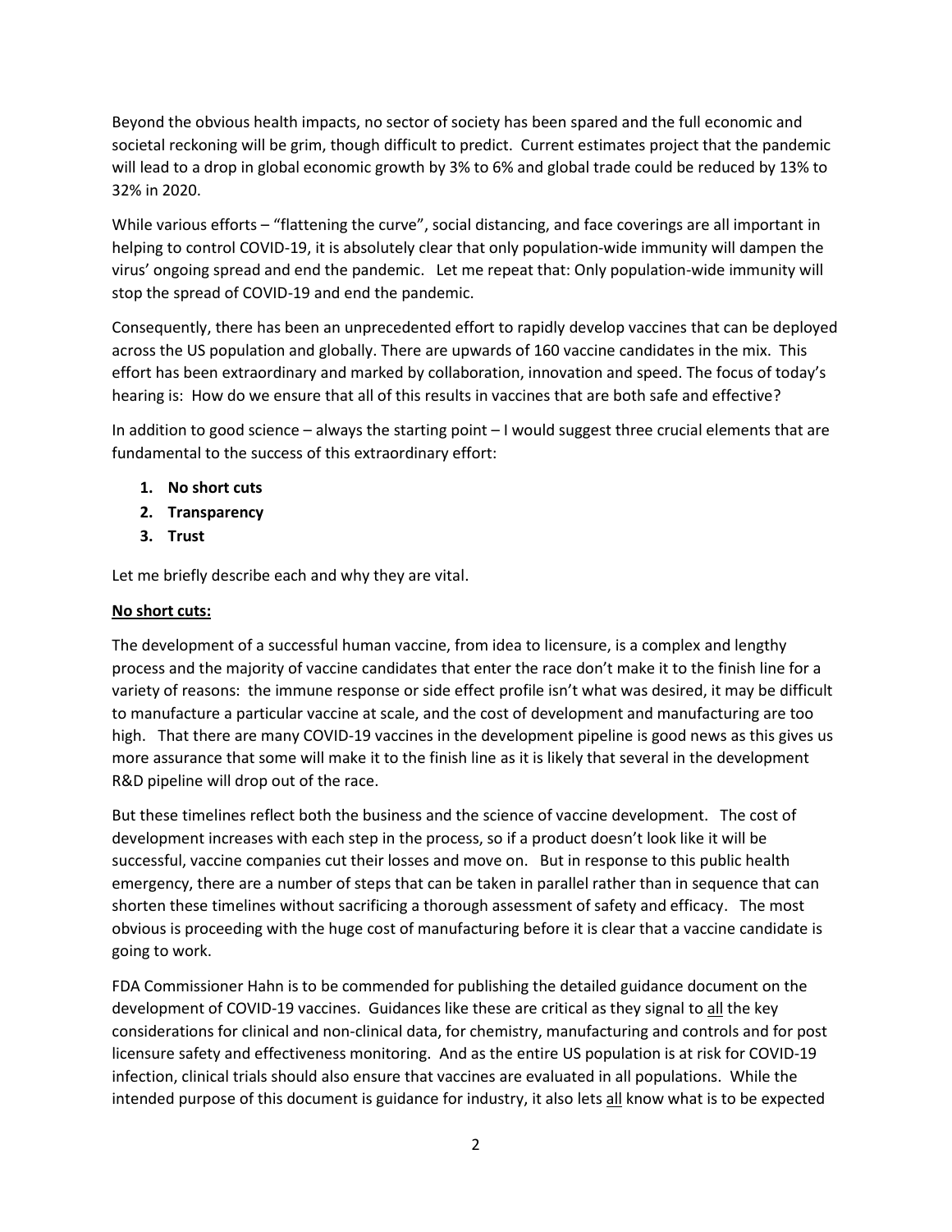Beyond the obvious health impacts, no sector of society has been spared and the full economic and societal reckoning will be grim, though difficult to predict. Current estimates project that the pandemic will lead to a drop in global economic growth by 3% to 6% and global trade could be reduced by 13% to 32% in 2020.

While various efforts – "flattening the curve", social distancing, and face coverings are all important in helping to control COVID-19, it is absolutely clear that only population-wide immunity will dampen the virus' ongoing spread and end the pandemic. Let me repeat that: Only population-wide immunity will stop the spread of COVID-19 and end the pandemic.

Consequently, there has been an unprecedented effort to rapidly develop vaccines that can be deployed across the US population and globally. There are upwards of 160 vaccine candidates in the mix. This effort has been extraordinary and marked by collaboration, innovation and speed. The focus of today's hearing is: How do we ensure that all of this results in vaccines that are both safe and effective?

In addition to good science – always the starting point – I would suggest three crucial elements that are fundamental to the success of this extraordinary effort:

1. **No short cuts**
2. **Transparency**
3. **Trust**

Let me briefly describe each and why they are vital.

**No short cuts:**

The development of a successful human vaccine, from idea to licensure, is a complex and lengthy process and the majority of vaccine candidates that enter the race don't make it to the finish line for a variety of reasons: the immune response or side effect profile isn't what was desired, it may be difficult to manufacture a particular vaccine at scale, and the cost of development and manufacturing are too high. That there are many COVID-19 vaccines in the development pipeline is good news as this gives us more assurance that some will make it to the finish line as it is likely that several in the development R&D pipeline will drop out of the race.

But these timelines reflect both the business and the science of vaccine development. The cost of development increases with each step in the process, so if a product doesn't look like it will be successful, vaccine companies cut their losses and move on. But in response to this public health emergency, there are a number of steps that can be taken in parallel rather than in sequence that can shorten these timelines without sacrificing a thorough assessment of safety and efficacy. The most obvious is proceeding with the huge cost of manufacturing before it is clear that a vaccine candidate is going to work.

FDA Commissioner Hahn is to be commended for publishing the detailed guidance document on the development of COVID-19 vaccines. Guidances like these are critical as they signal to all the key considerations for clinical and non-clinical data, for chemistry, manufacturing and controls and for post licensure safety and effectiveness monitoring. And as the entire US population is at risk for COVID-19 infection, clinical trials should also ensure that vaccines are evaluated in all populations. While the intended purpose of this document is guidance for industry, it also lets all know what is to be expected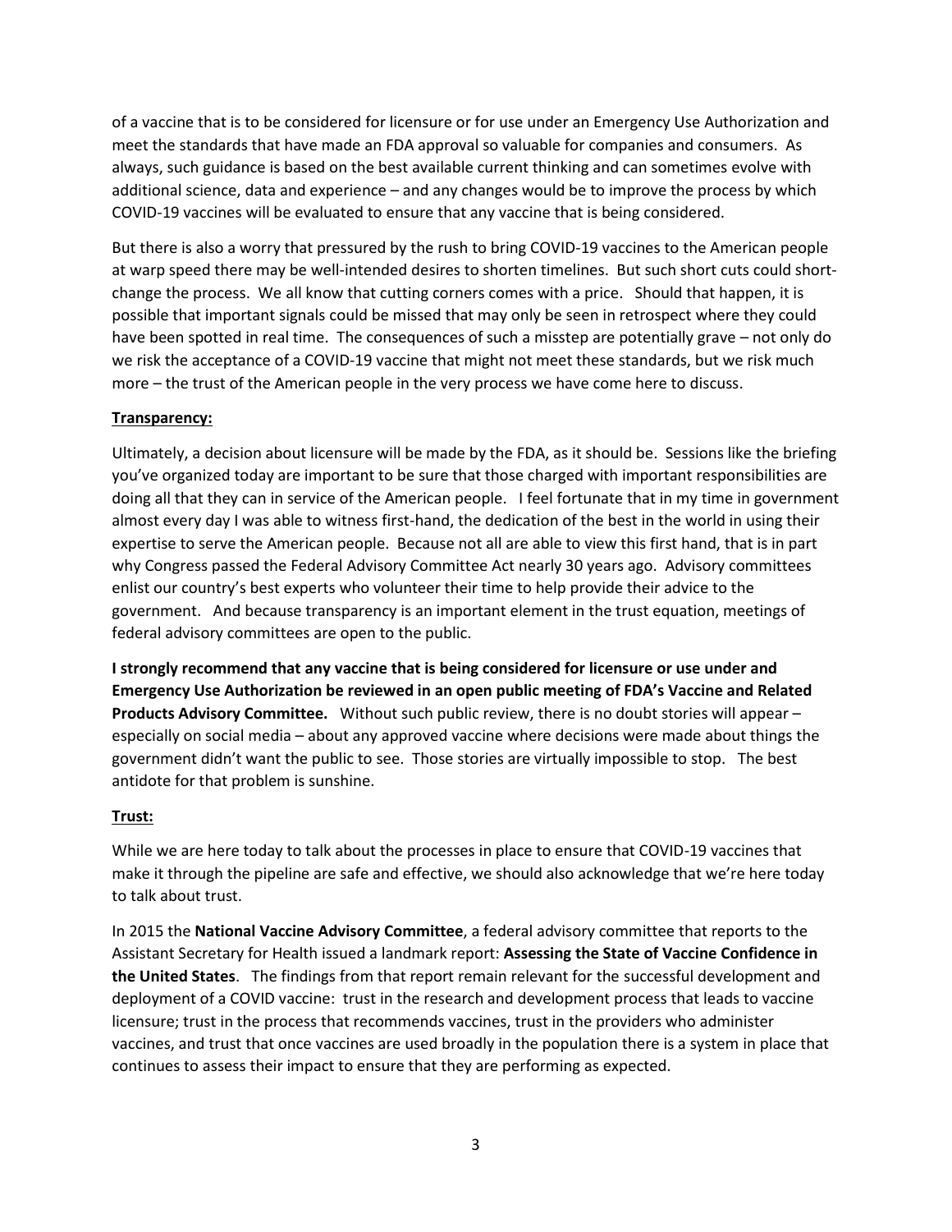of a vaccine that is to be considered for licensure or for use under an Emergency Use Authorization and meet the standards that have made an FDA approval so valuable for companies and consumers. As always, such guidance is based on the best available current thinking and can sometimes evolve with additional science, data and experience – and any changes would be to improve the process by which COVID-19 vaccines will be evaluated to ensure that any vaccine that is being considered.

But there is also a worry that pressured by the rush to bring COVID-19 vaccines to the American people at warp speed there may be well-intended desires to shorten timelines. But such short cuts could short-change the process. We all know that cutting corners comes with a price. Should that happen, it is possible that important signals could be missed that may only be seen in retrospect where they could have been spotted in real time. The consequences of such a misstep are potentially grave – not only do we risk the acceptance of a COVID-19 vaccine that might not meet these standards, but we risk much more – the trust of the American people in the very process we have come here to discuss.

**Transparency:**

Ultimately, a decision about licensure will be made by the FDA, as it should be. Sessions like the briefing you've organized today are important to be sure that those charged with important responsibilities are doing all that they can in service of the American people. I feel fortunate that in my time in government almost every day I was able to witness first-hand, the dedication of the best in the world in using their expertise to serve the American people. Because not all are able to view this first hand, that is in part why Congress passed the Federal Advisory Committee Act nearly 30 years ago. Advisory committees enlist our country's best experts who volunteer their time to help provide their advice to the government. And because transparency is an important element in the trust equation, meetings of federal advisory committees are open to the public.

**I strongly recommend that any vaccine that is being considered for licensure or use under and Emergency Use Authorization be reviewed in an open public meeting of FDA's Vaccine and Related Products Advisory Committee.** Without such public review, there is no doubt stories will appear – especially on social media – about any approved vaccine where decisions were made about things the government didn't want the public to see. Those stories are virtually impossible to stop. The best antidote for that problem is sunshine.

**Trust:**

While we are here today to talk about the processes in place to ensure that COVID-19 vaccines that make it through the pipeline are safe and effective, we should also acknowledge that we're here today to talk about trust.

In 2015 the **National Vaccine Advisory Committee**, a federal advisory committee that reports to the Assistant Secretary for Health issued a landmark report: **Assessing the State of Vaccine Confidence in the United States**. The findings from that report remain relevant for the successful development and deployment of a COVID vaccine: trust in the research and development process that leads to vaccine licensure; trust in the process that recommends vaccines, trust in the providers who administer vaccines, and trust that once vaccines are used broadly in the population there is a system in place that continues to assess their impact to ensure that they are performing as expected.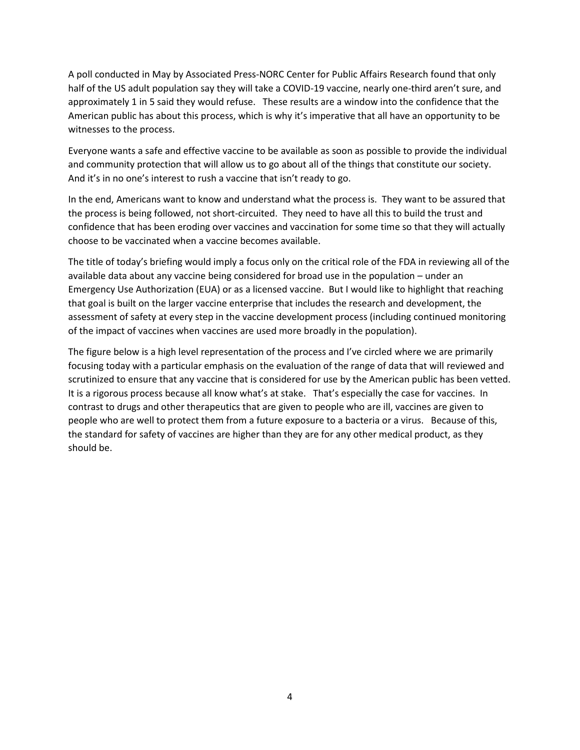A poll conducted in May by Associated Press-NORC Center for Public Affairs Research found that only half of the US adult population say they will take a COVID-19 vaccine, nearly one-third aren't sure, and approximately 1 in 5 said they would refuse. These results are a window into the confidence that the American public has about this process, which is why it's imperative that all have an opportunity to be witnesses to the process.

Everyone wants a safe and effective vaccine to be available as soon as possible to provide the individual and community protection that will allow us to go about all of the things that constitute our society. And it's in no one's interest to rush a vaccine that isn't ready to go.

In the end, Americans want to know and understand what the process is. They want to be assured that the process is being followed, not short-circuited. They need to have all this to build the trust and confidence that has been eroding over vaccines and vaccination for some time so that they will actually choose to be vaccinated when a vaccine becomes available.

The title of today's briefing would imply a focus only on the critical role of the FDA in reviewing all of the available data about any vaccine being considered for broad use in the population – under an Emergency Use Authorization (EUA) or as a licensed vaccine. But I would like to highlight that reaching that goal is built on the larger vaccine enterprise that includes the research and development, the assessment of safety at every step in the vaccine development process (including continued monitoring of the impact of vaccines when vaccines are used more broadly in the population).

The figure below is a high level representation of the process and I've circled where we are primarily focusing today with a particular emphasis on the evaluation of the range of data that will reviewed and scrutinized to ensure that any vaccine that is considered for use by the American public has been vetted. It is a rigorous process because all know what's at stake. That's especially the case for vaccines. In contrast to drugs and other therapeutics that are given to people who are ill, vaccines are given to people who are well to protect them from a future exposure to a bacteria or a virus. Because of this, the standard for safety of vaccines are higher than they are for any other medical product, as they should be.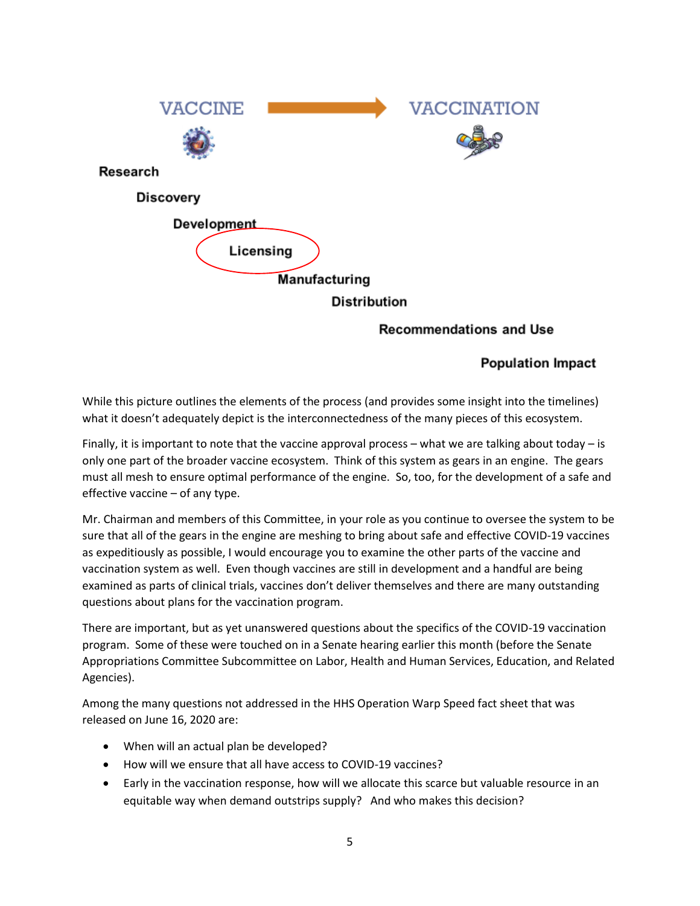VACCINE → VACCINATION

Research

Discovery

Development

Licensing

Manufacturing

Distribution

Recommendations and Use

Population Impact

While this picture outlines the elements of the process (and provides some insight into the timelines) what it doesn't adequately depict is the interconnectedness of the many pieces of this ecosystem.

Finally, it is important to note that the vaccine approval process – what we are talking about today – is only one part of the broader vaccine ecosystem. Think of this system as gears in an engine. The gears must all mesh to ensure optimal performance of the engine. So, too, for the development of a safe and effective vaccine – of any type.

Mr. Chairman and members of this Committee, in your role as you continue to oversee the system to be sure that all of the gears in the engine are meshing to bring about safe and effective COVID-19 vaccines as expeditiously as possible, I would encourage you to examine the other parts of the vaccine and vaccination system as well. Even though vaccines are still in development and a handful are being examined as parts of clinical trials, vaccines don't deliver themselves and there are many outstanding questions about plans for the vaccination program.

There are important, but as yet unanswered questions about the specifics of the COVID-19 vaccination program. Some of these were touched on in a Senate hearing earlier this month (before the Senate Appropriations Committee Subcommittee on Labor, Health and Human Services, Education, and Related Agencies).

Among the many questions not addressed in the HHS Operation Warp Speed fact sheet that was released on June 16, 2020 are:

- When will an actual plan be developed?
- How will we ensure that all have access to COVID-19 vaccines?
- Early in the vaccination response, how will we allocate this scarce but valuable resource in an equitable way when demand outstrips supply? And who makes this decision?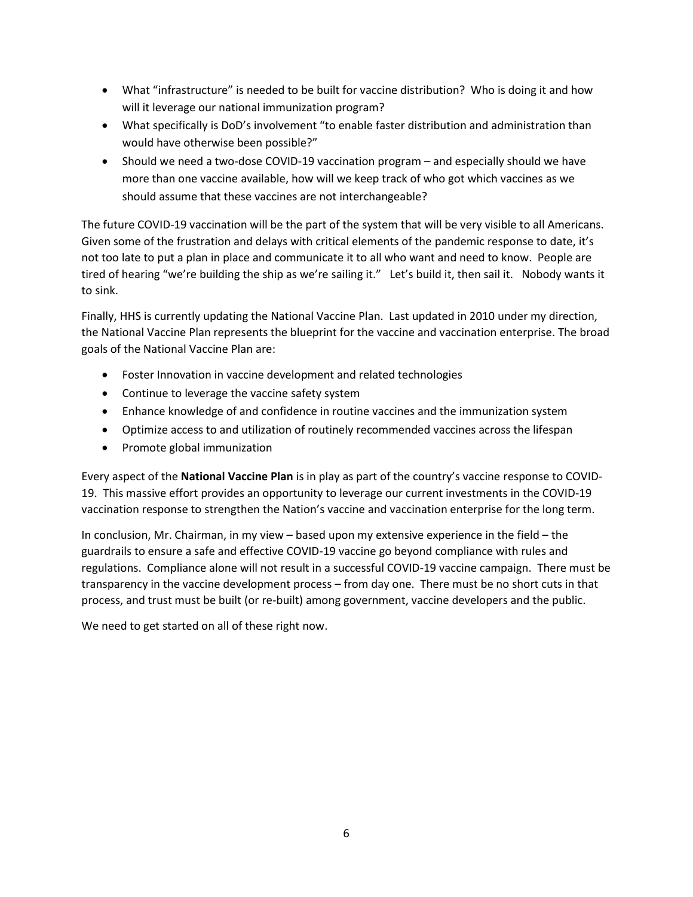- What “infrastructure” is needed to be built for vaccine distribution? Who is doing it and how will it leverage our national immunization program?
- What specifically is DoD’s involvement “to enable faster distribution and administration than would have otherwise been possible?”
- Should we need a two-dose COVID-19 vaccination program – and especially should we have more than one vaccine available, how will we keep track of who got which vaccines as we should assume that these vaccines are not interchangeable?

The future COVID-19 vaccination will be the part of the system that will be very visible to all Americans. Given some of the frustration and delays with critical elements of the pandemic response to date, it’s not too late to put a plan in place and communicate it to all who want and need to know. People are tired of hearing “we’re building the ship as we’re sailing it.” Let’s build it, then sail it. Nobody wants it to sink.

Finally, HHS is currently updating the National Vaccine Plan. Last updated in 2010 under my direction, the National Vaccine Plan represents the blueprint for the vaccine and vaccination enterprise. The broad goals of the National Vaccine Plan are:

- Foster Innovation in vaccine development and related technologies
- Continue to leverage the vaccine safety system
- Enhance knowledge of and confidence in routine vaccines and the immunization system
- Optimize access to and utilization of routinely recommended vaccines across the lifespan
- Promote global immunization

Every aspect of the **National Vaccine Plan** is in play as part of the country’s vaccine response to COVID-19. This massive effort provides an opportunity to leverage our current investments in the COVID-19 vaccination response to strengthen the Nation’s vaccine and vaccination enterprise for the long term.

In conclusion, Mr. Chairman, in my view – based upon my extensive experience in the field – the guardrails to ensure a safe and effective COVID-19 vaccine go beyond compliance with rules and regulations. Compliance alone will not result in a successful COVID-19 vaccine campaign. There must be transparency in the vaccine development process – from day one. There must be no short cuts in that process, and trust must be built (or re-built) among government, vaccine developers and the public.

We need to get started on all of these right now.